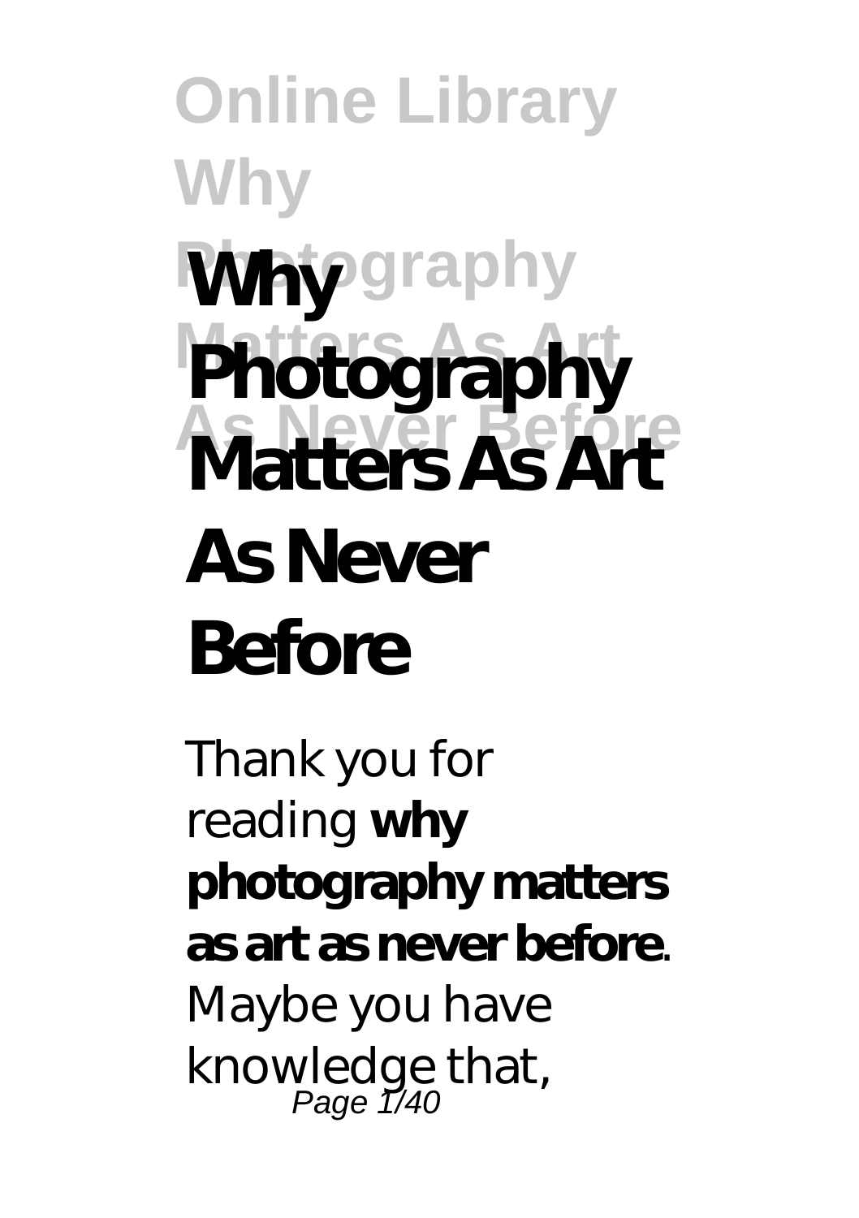# Why Photography Matters As Art As Never Before

Thank you for reading **why photography matters as art as never before**. Maybe you have knowledge that,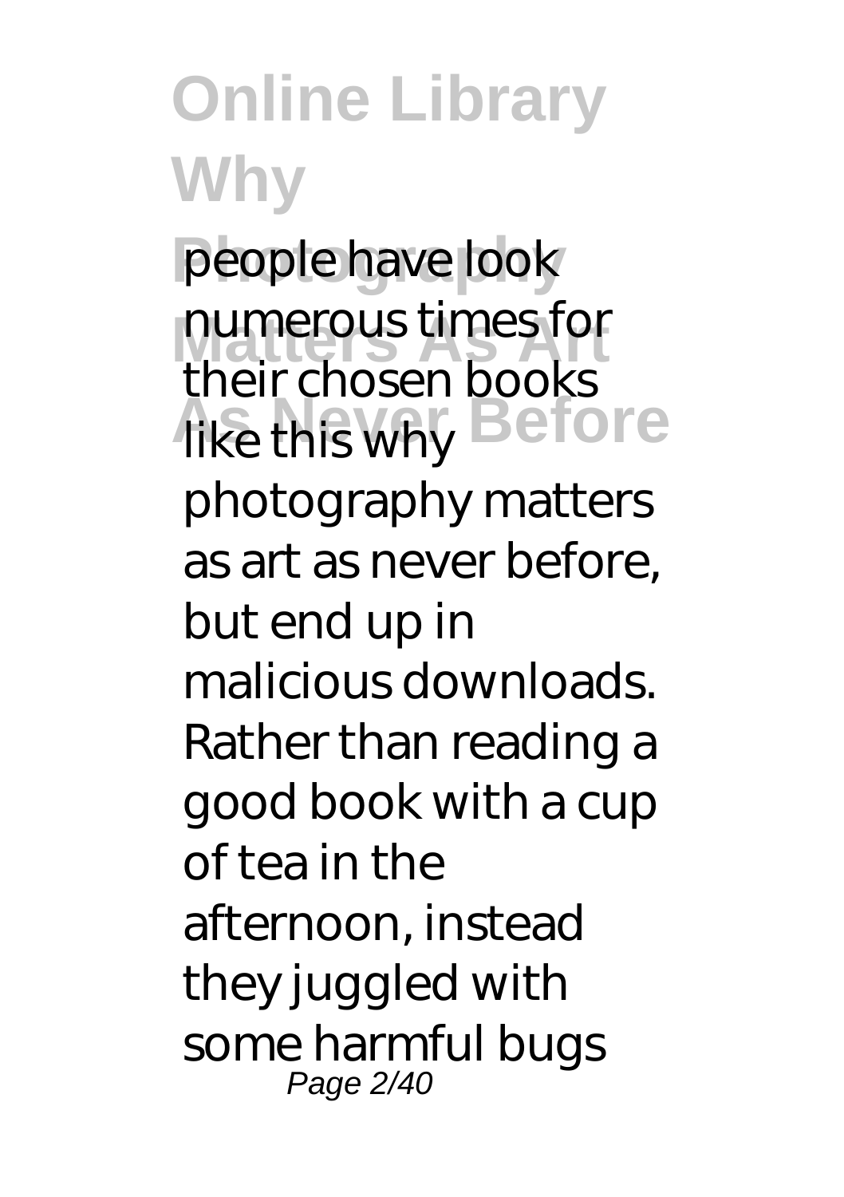people have look numerous times for their chosen books like this why photography matters as art as never before, but end up in malicious downloads. Rather than reading a good book with a cup of tea in the afternoon, instead they juggled with some harmful bugs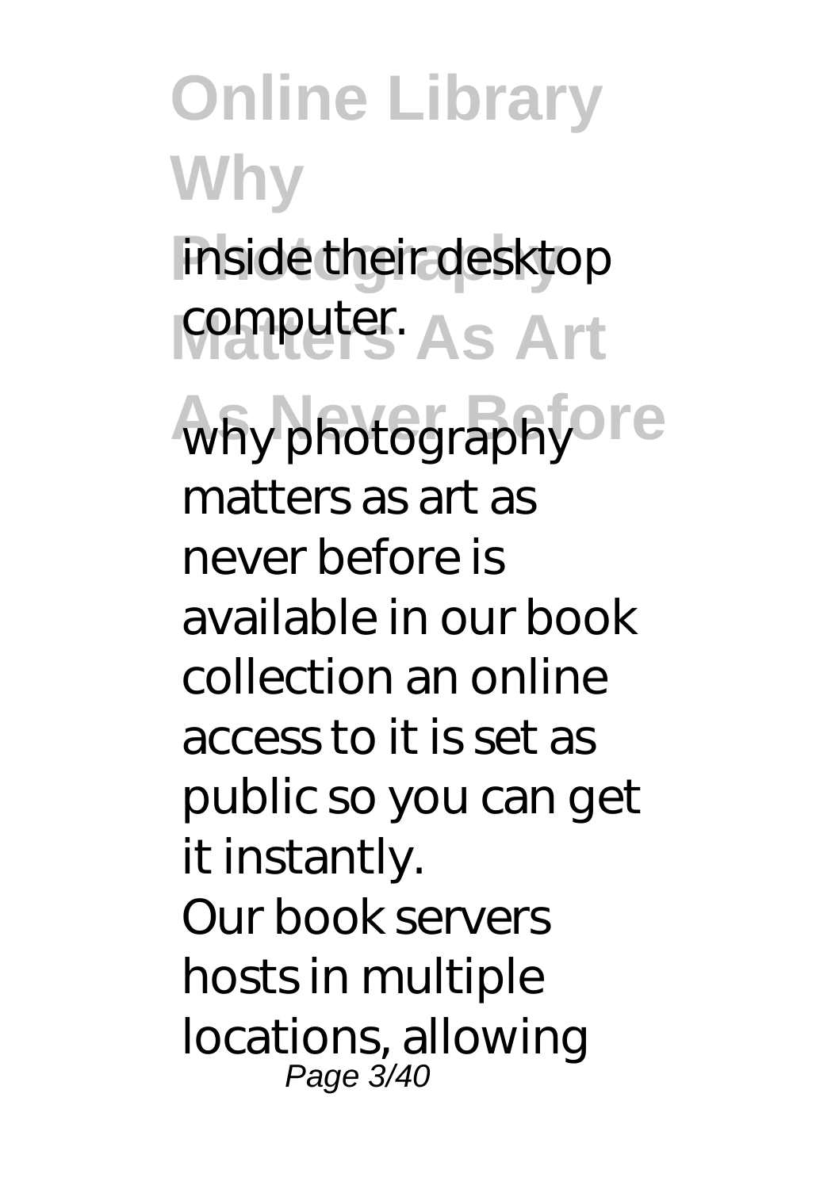inside their desktop computer.

why photography matters as art as never before is available in our book collection an online access to it is set as public so you can get it instantly.

Our book servers hosts in multiple locations, allowing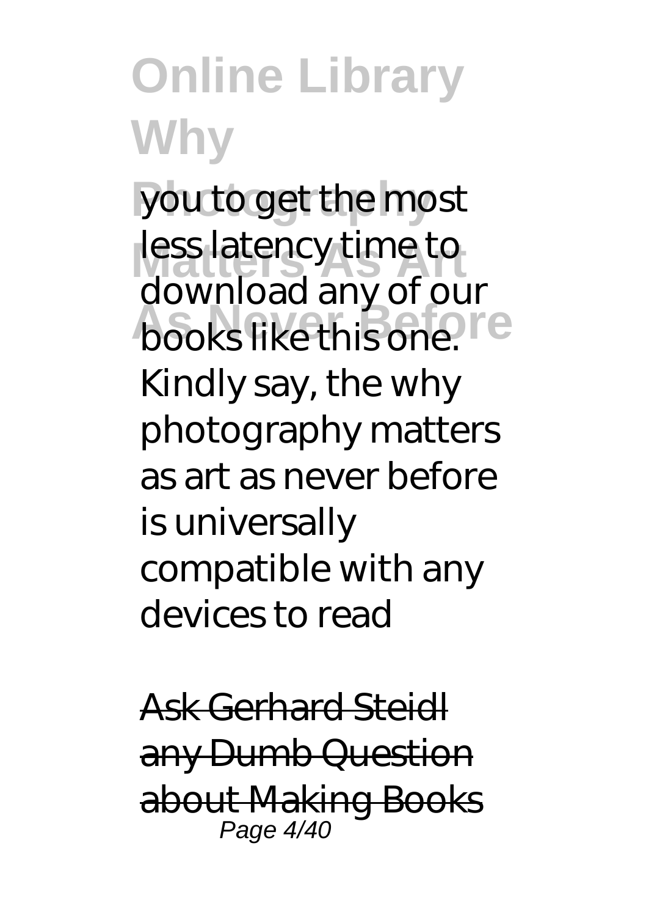you to get the most less latency time to download any of our books like this one. Kindly say, the why photography matters as art as never before is universally compatible with any devices to read

~~Ask Gerhard Steidl any Dumb Question about Making Books~~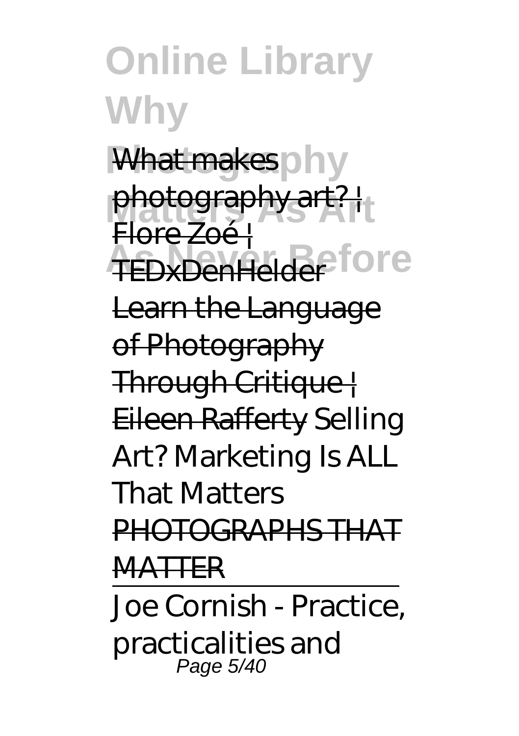What makes photography art? | Flore Zoé | TEDxDenHelder Learn the Language of Photography Through Critique | Eileen Rafferty *Selling Art? Marketing Is ALL That Matters* PHOTOGRAPHS THAT MATTER

Joe Cornish - Practice, practicalities and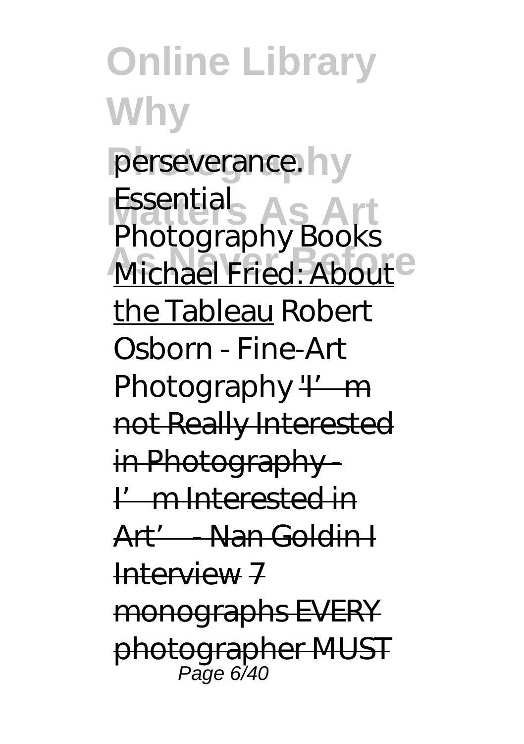perseverance. *Essential Photography Books* Michael Fried: About the Tableau *Robert Osborn - Fine-Art Photography* ~~'I'm not Really Interested in Photography - I'm Interested in Art' - Nan Goldin I Interview~~ ~~7 monographs EVERY photographer MUST~~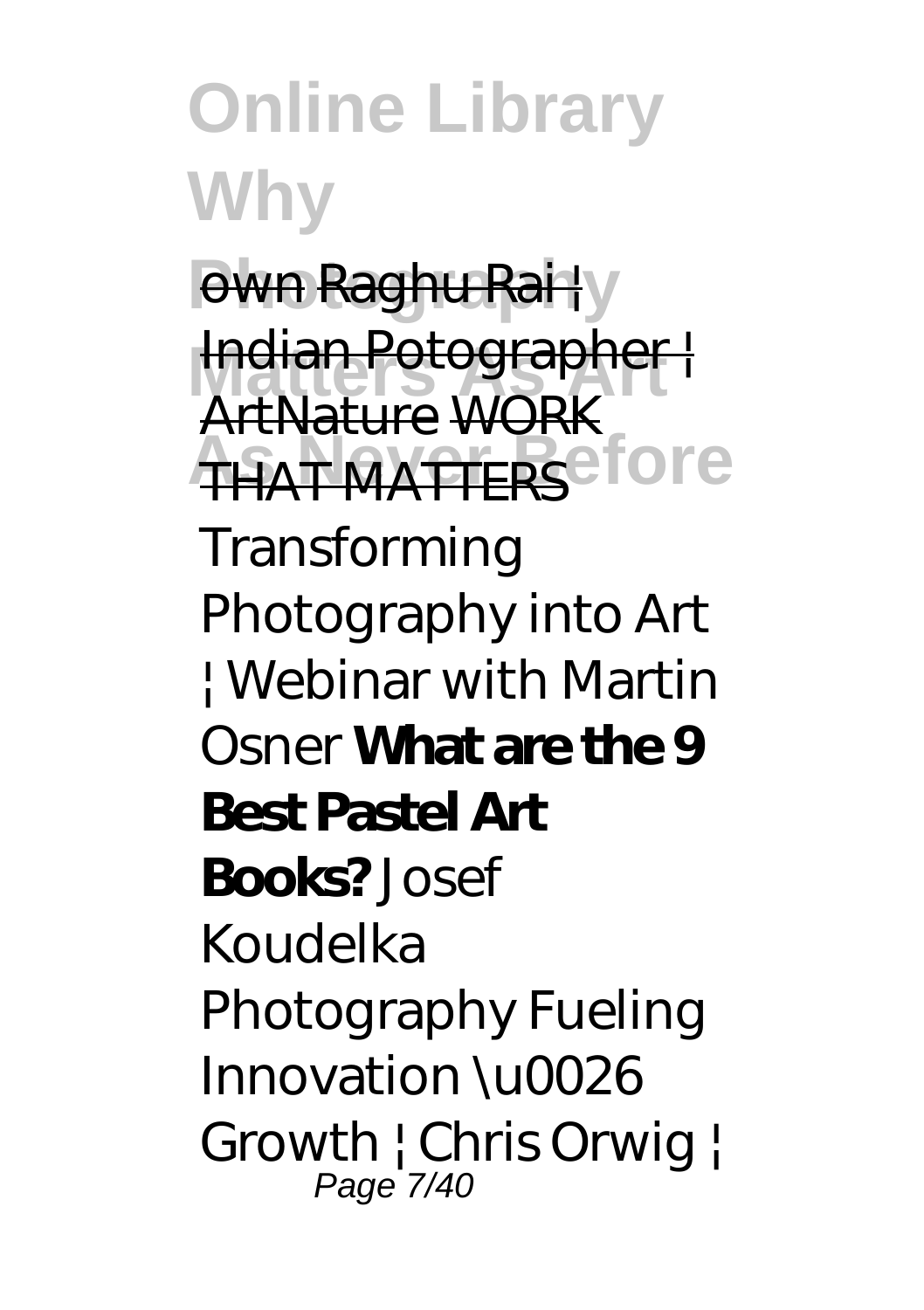own Raghu Rai | Indian Potographer | ArtNature WORK THAT MATTERS *Transforming Photography into Art | Webinar with Martin Osner* **What are the 9 Best Pastel Art Books?** *Josef Koudelka Photography Fueling Innovation \u0026 Growth | Chris Orwig |*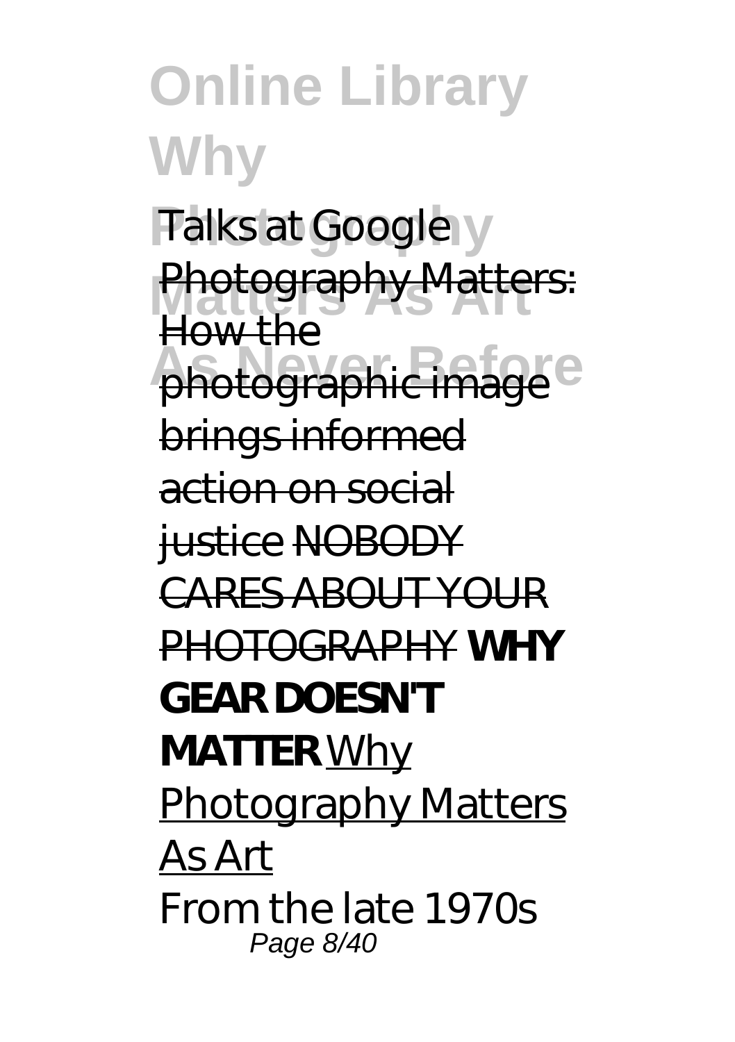*Talks at Google* Photography Matters: How the photographic image brings informed action on social justice NOBODY CARES ABOUT YOUR PHOTOGRAPHY **WHY GEAR DOESN'T MATTER** Why Photography Matters As Art

From the late 1970s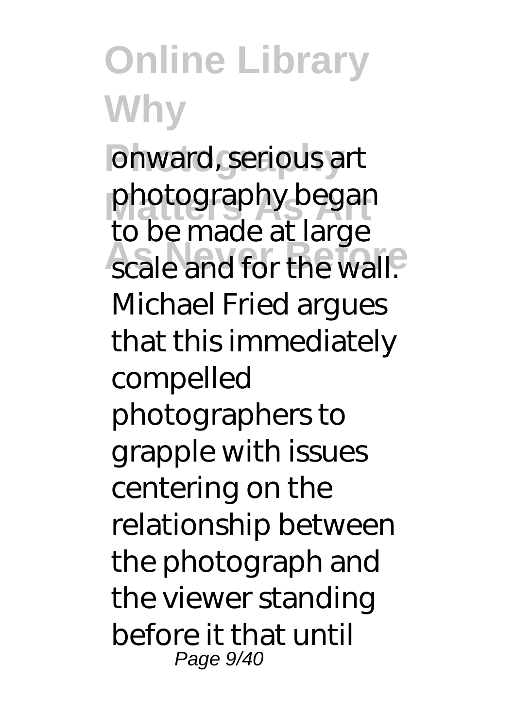onward, serious art photography began to be made at large scale and for the wall. Michael Fried argues that this immediately compelled photographers to grapple with issues centering on the relationship between the photograph and the viewer standing before it that until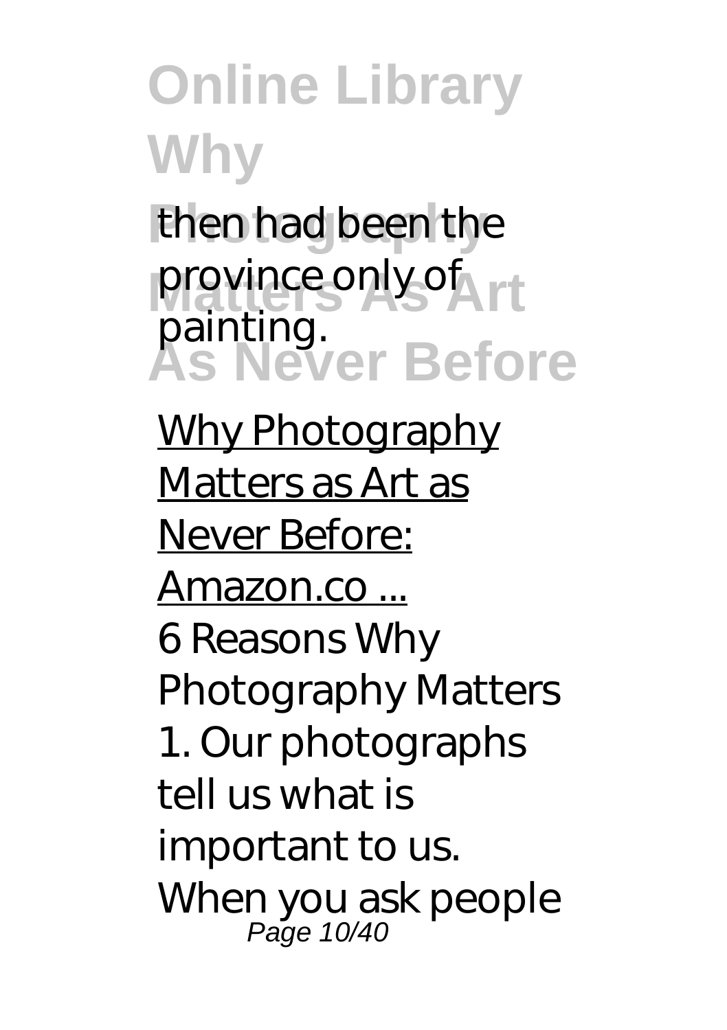then had been the province only of painting.

Why Photography Matters as Art as Never Before: Amazon.co ...

6 Reasons Why Photography Matters 1. Our photographs tell us what is important to us. When you ask people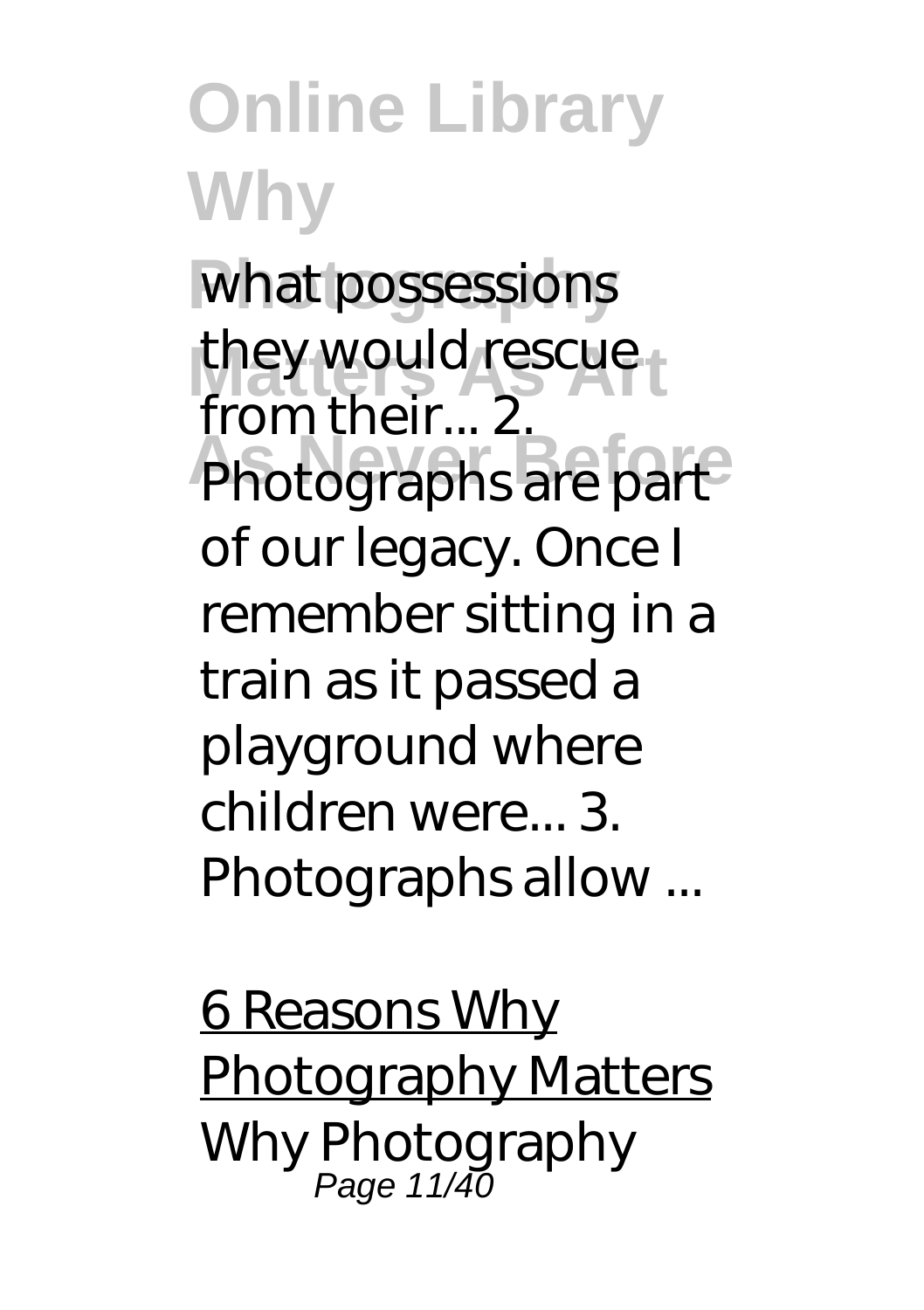what possessions they would rescue from their... 2. Photographs are part of our legacy. Once I remember sitting in a train as it passed a playground where children were... 3. Photographs allow ...

6 Reasons Why Photography Matters

Why Photography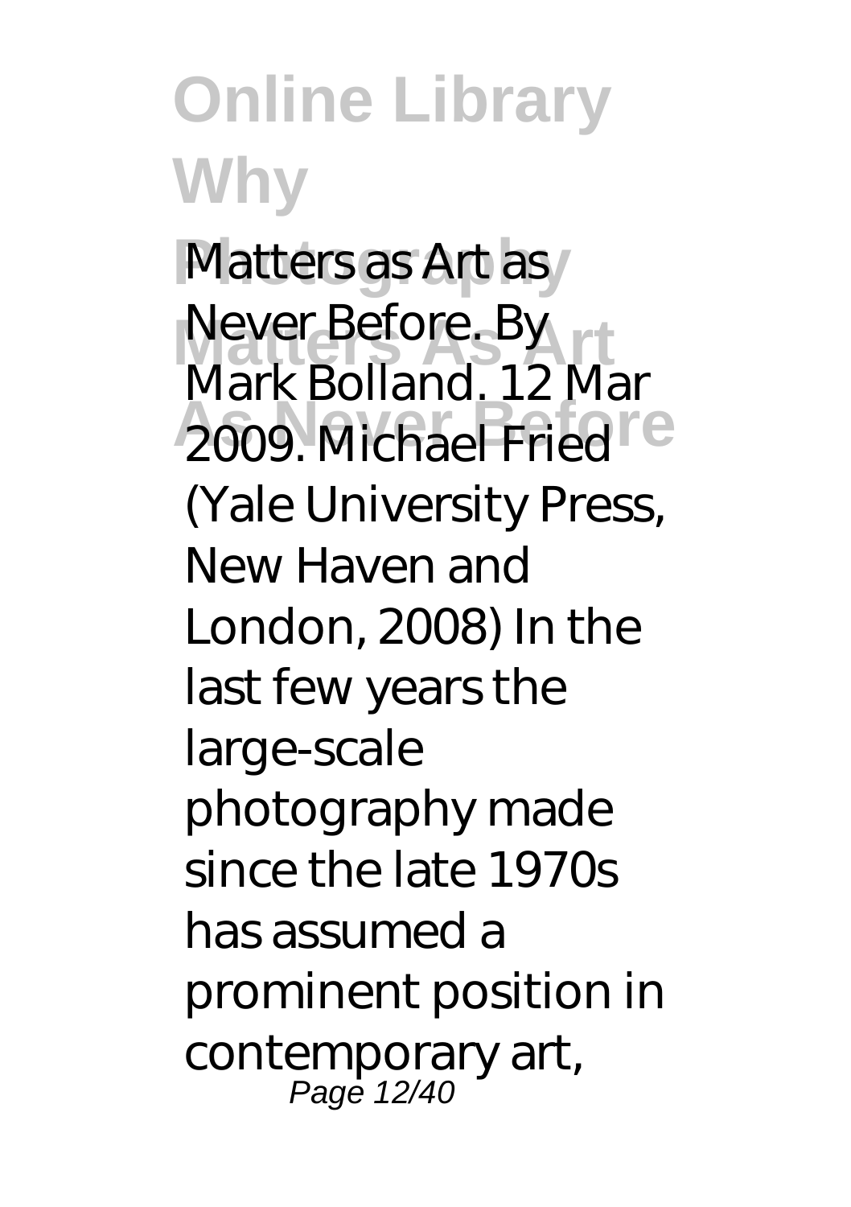Matters as Art as Never Before. By Mark Bolland. 12 Mar 2009. Michael Fried (Yale University Press, New Haven and London, 2008) In the last few years the large-scale photography made since the late 1970s has assumed a prominent position in contemporary art,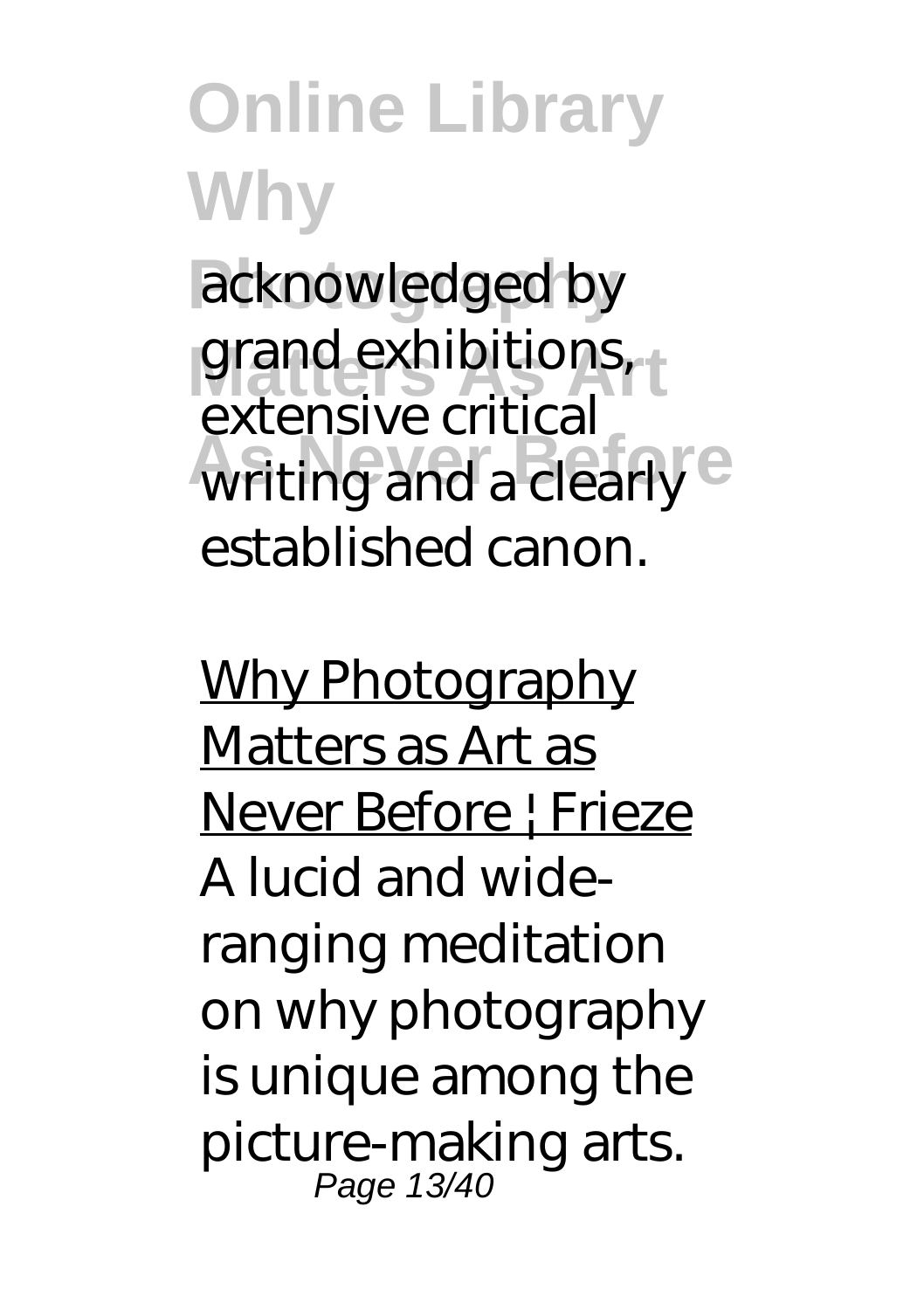acknowledged by grand exhibitions, extensive critical writing and a clearly established canon.

Why Photography Matters as Art as Never Before | Frieze

A lucid and wide-ranging meditation on why photography is unique among the picture-making arts.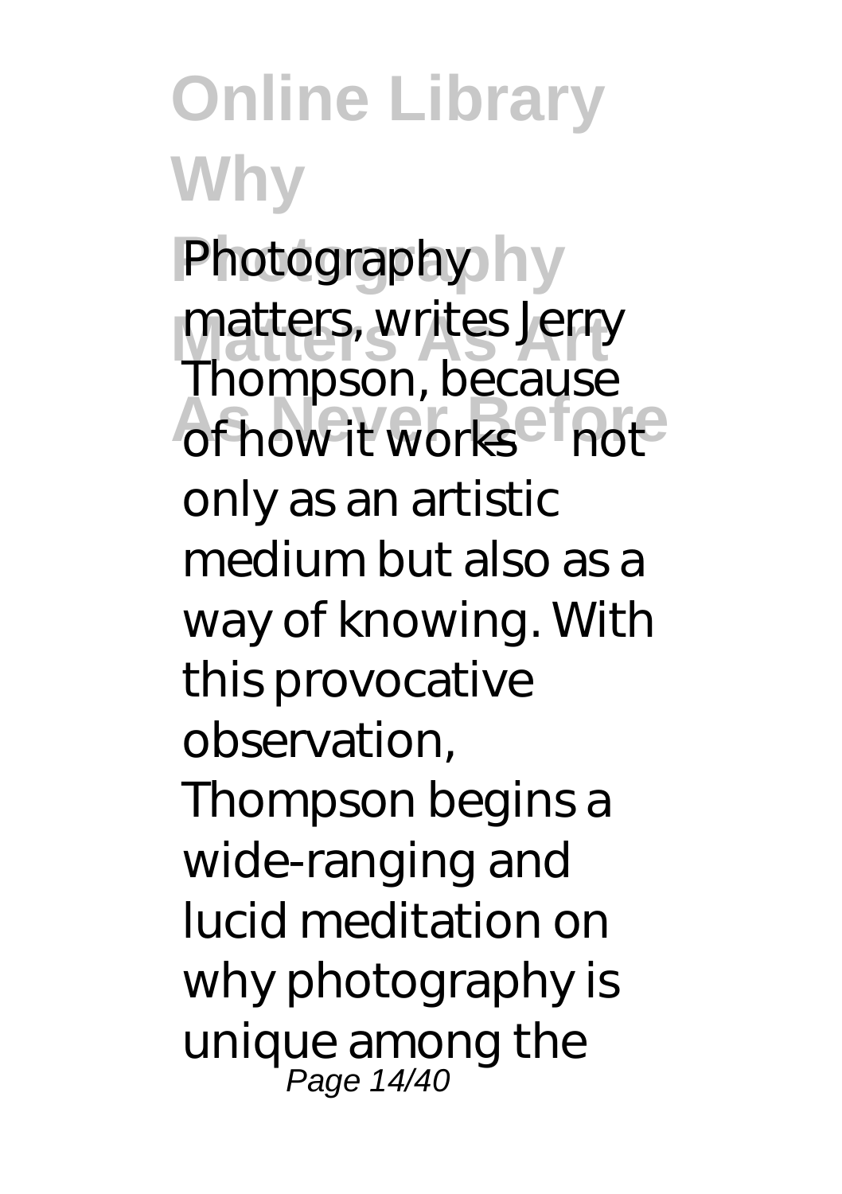Photography matters, writes Jerry Thompson, because of how it works—not only as an artistic medium but also as a way of knowing. With this provocative observation, Thompson begins a wide-ranging and lucid meditation on why photography is unique among the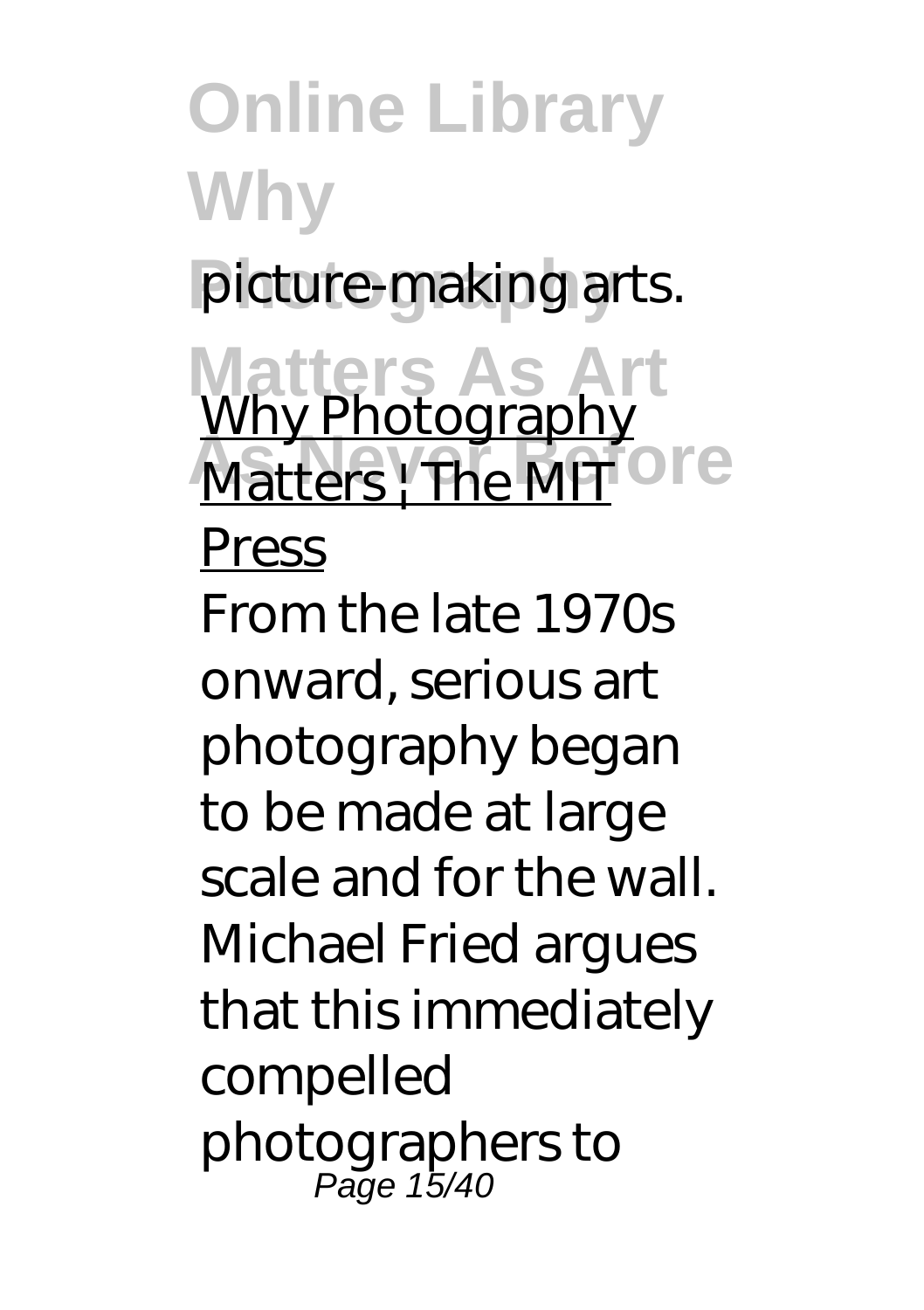picture-making arts.

Why Photography Matters | The MIT Press

From the late 1970s onward, serious art photography began to be made at large scale and for the wall. Michael Fried argues that this immediately compelled photographers to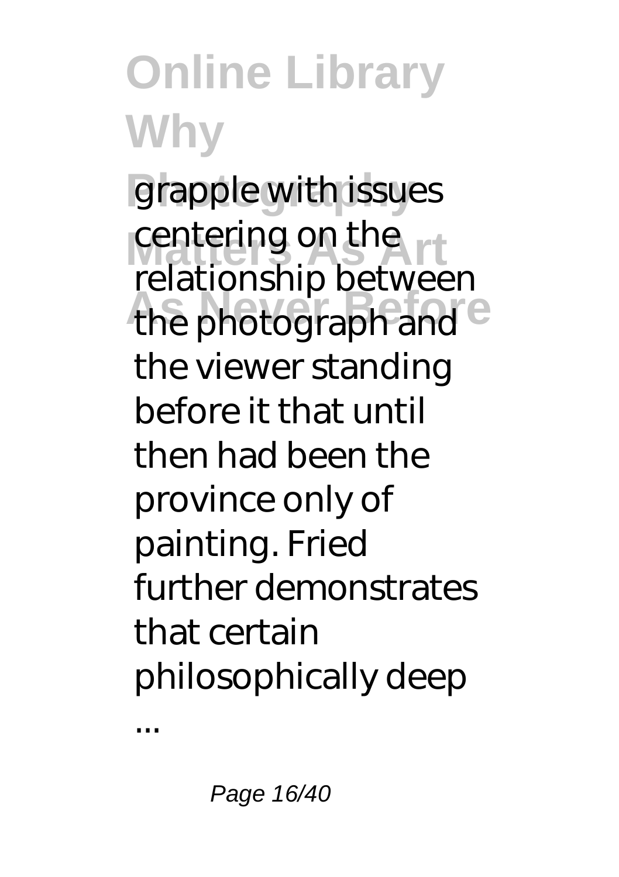grapple with issues centering on the relationship between the photograph and the viewer standing before it that until then had been the province only of painting. Fried further demonstrates that certain philosophically deep ...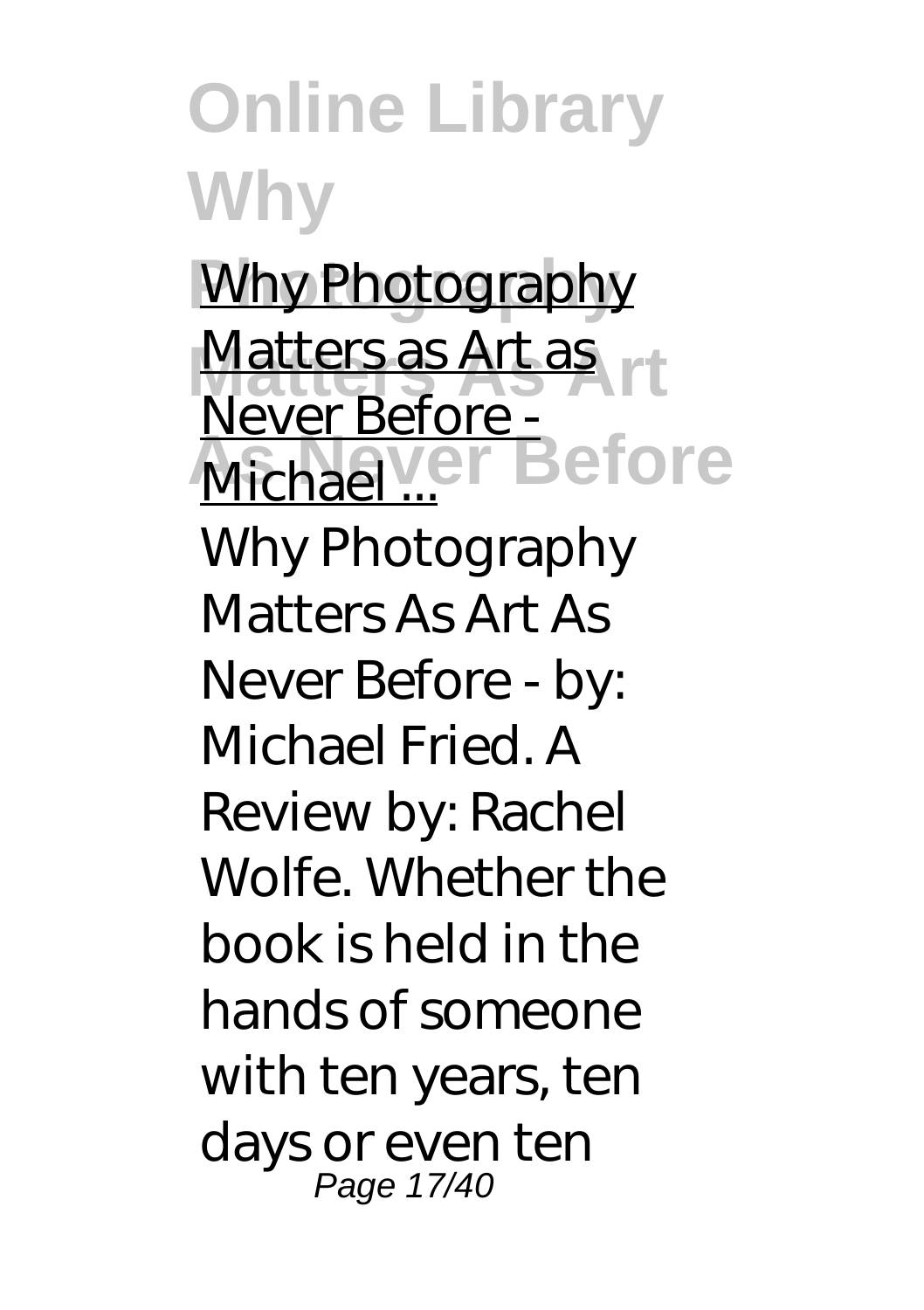[Why Photography Matters as Art as Never Before - Michael ...]()

Why Photography Matters As Art As Never Before - by: Michael Fried. A Review by: Rachel Wolfe. Whether the book is held in the hands of someone with ten years, ten days or even ten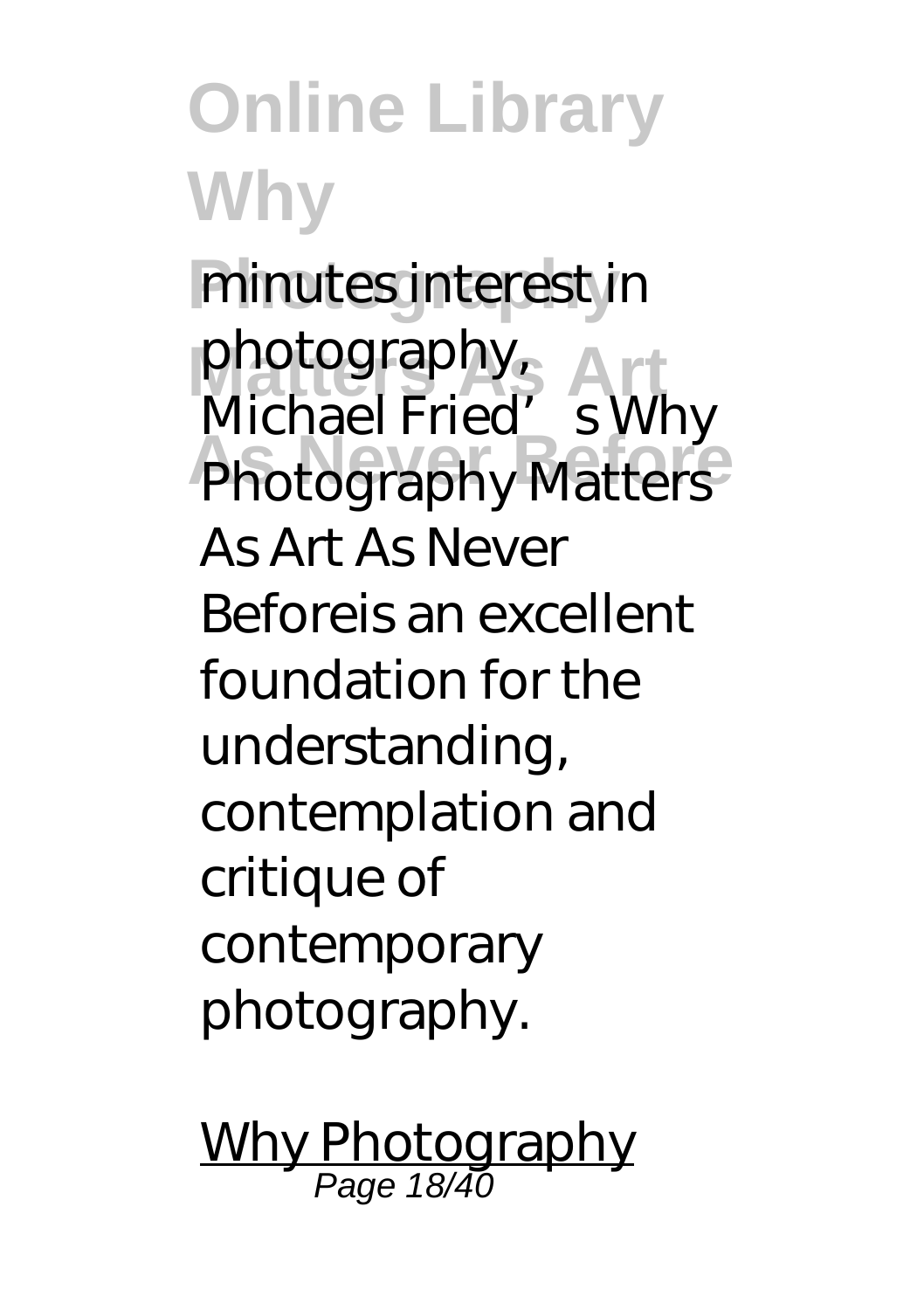minutes interest in photography, Michael Fried's Why Photography Matters As Art As Never Beforeis an excellent foundation for the understanding, contemplation and critique of contemporary photography.

Why Photography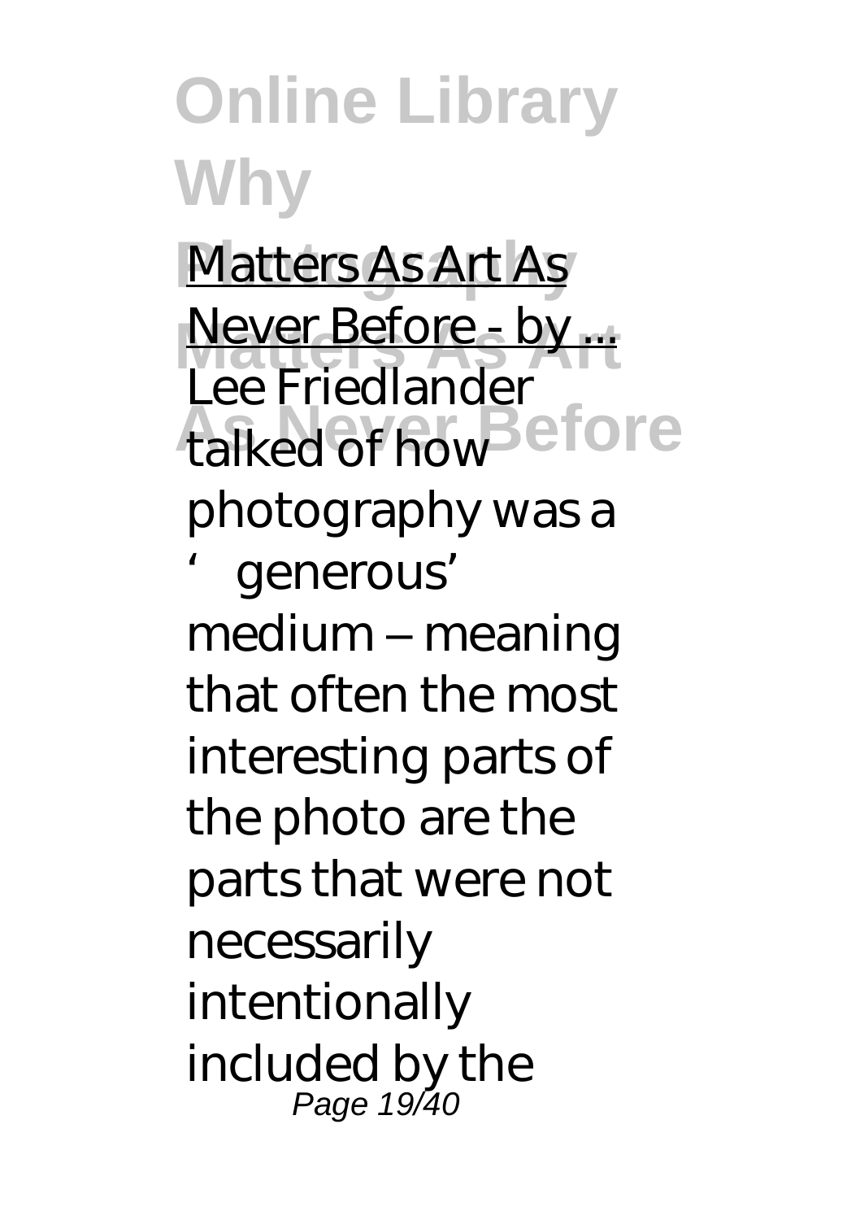Matters As Art As Never Before - by ...

Lee Friedlander talked of how photography was a 'generous' medium – meaning that often the most interesting parts of the photo are the parts that were not necessarily intentionally included by the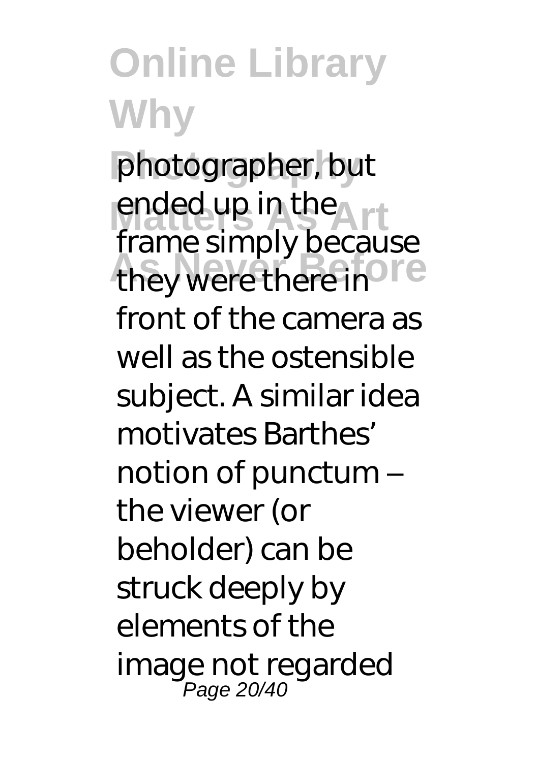photographer, but ended up in the frame simply because they were there in front of the camera as well as the ostensible subject. A similar idea motivates Barthes' notion of punctum – the viewer (or beholder) can be struck deeply by elements of the image not regarded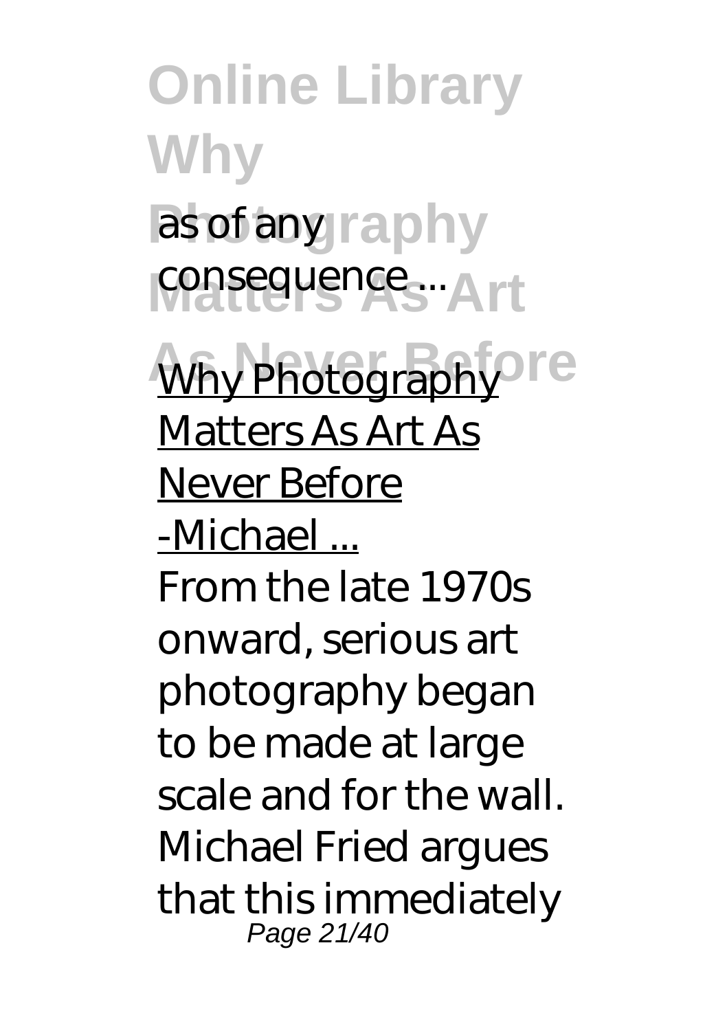as of any consequence ...

Why Photography Matters As Art As Never Before -Michael ...

From the late 1970s onward, serious art photography began to be made at large scale and for the wall. Michael Fried argues that this immediately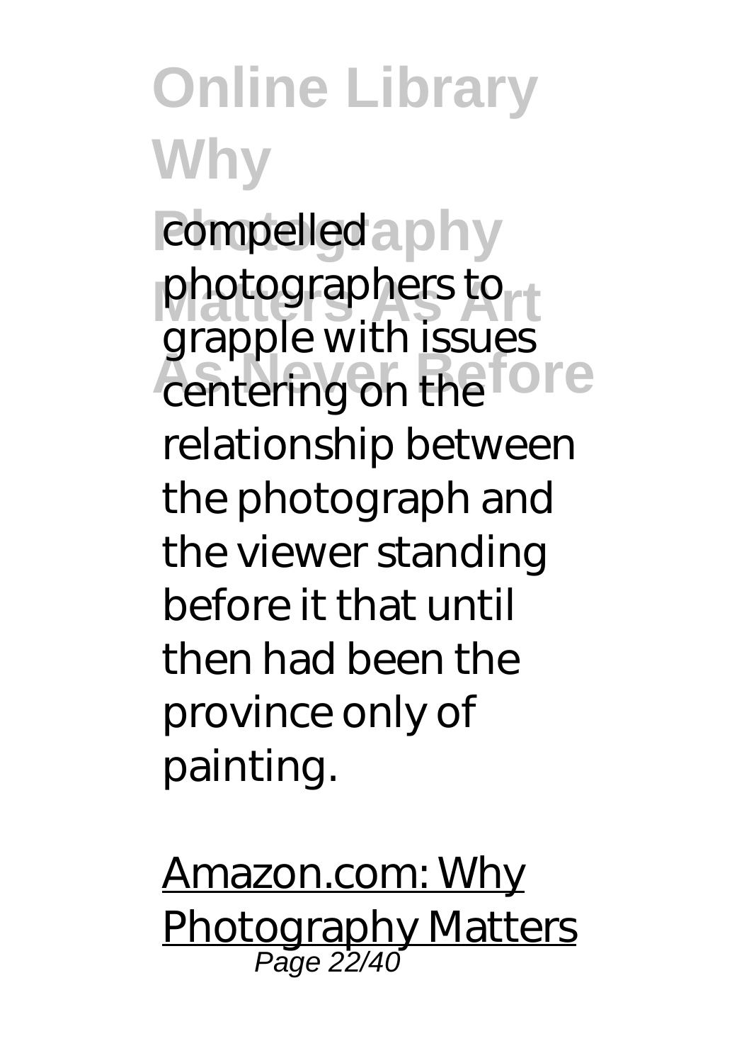compelled photographers to grapple with issues centering on the relationship between the photograph and the viewer standing before it that until then had been the province only of painting.

Amazon.com: Why Photography Matters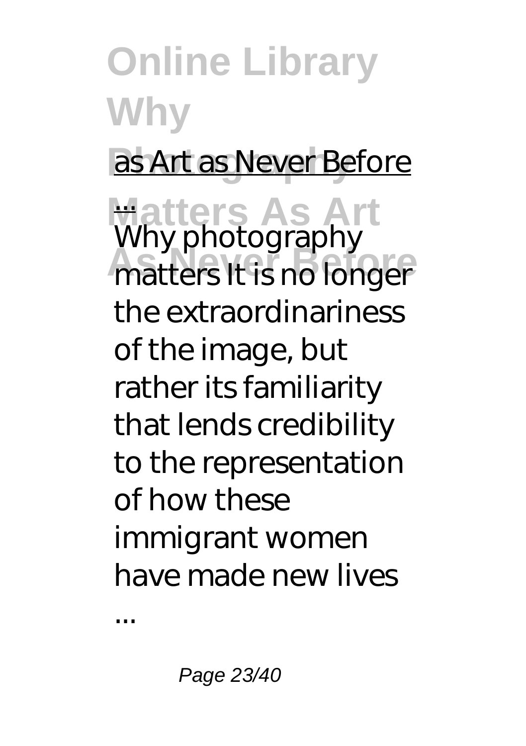[as Art as Never Before ...]()

Why photography matters It is no longer the extraordinariness of the image, but rather its familiarity that lends credibility to the representation of how these immigrant women have made new lives ...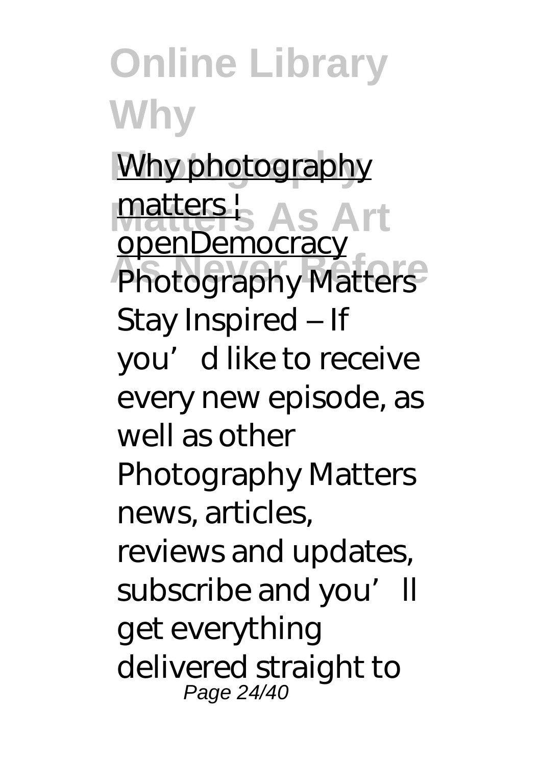Why photography matters | openDemocracy

Photography Matters Stay Inspired – If you'd like to receive every new episode, as well as other Photography Matters news, articles, reviews and updates, subscribe and you'll get everything delivered straight to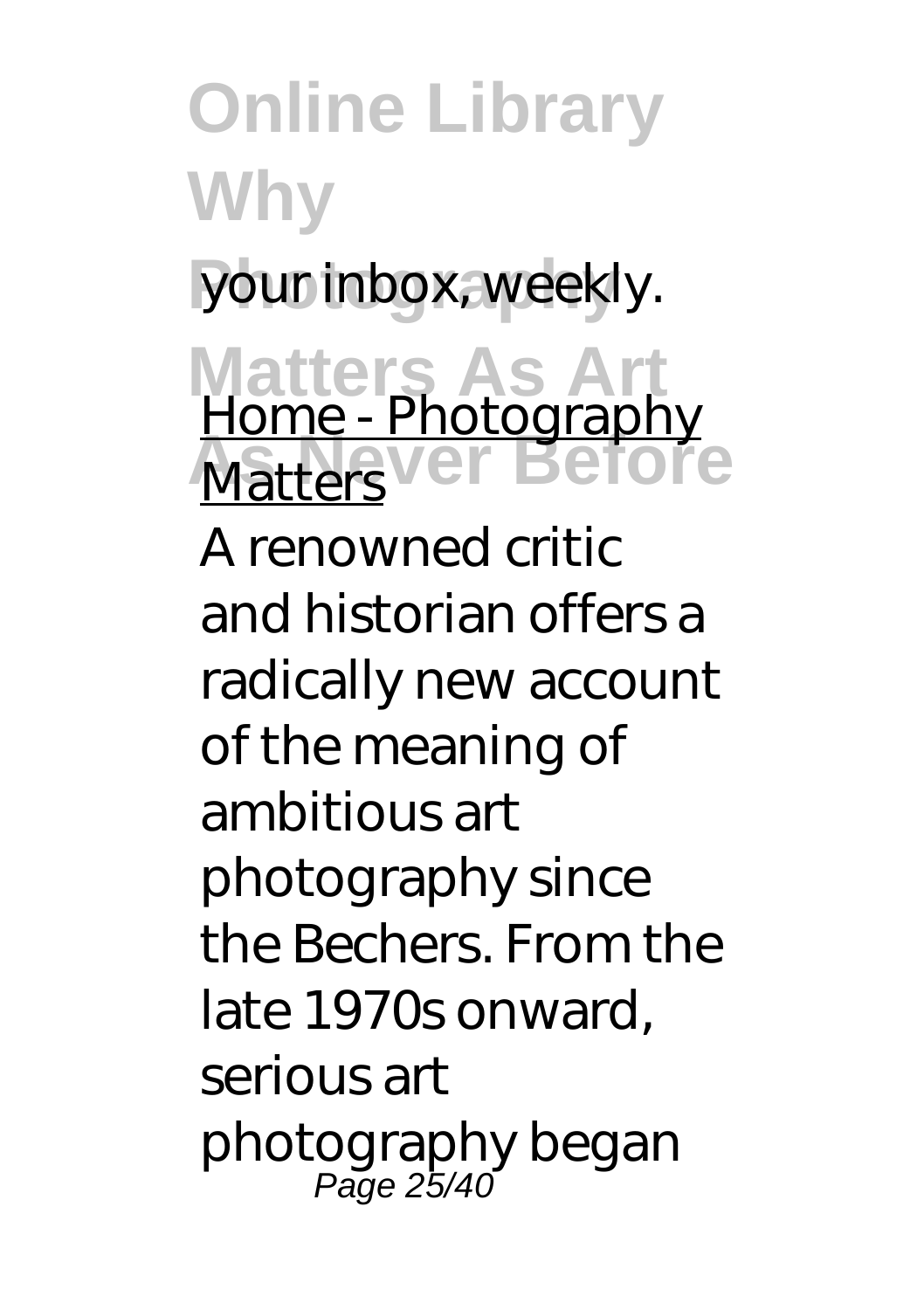your inbox, weekly.

Home - Photography Matters

A renowned critic and historian offers a radically new account of the meaning of ambitious art photography since the Bechers. From the late 1970s onward, serious art photography began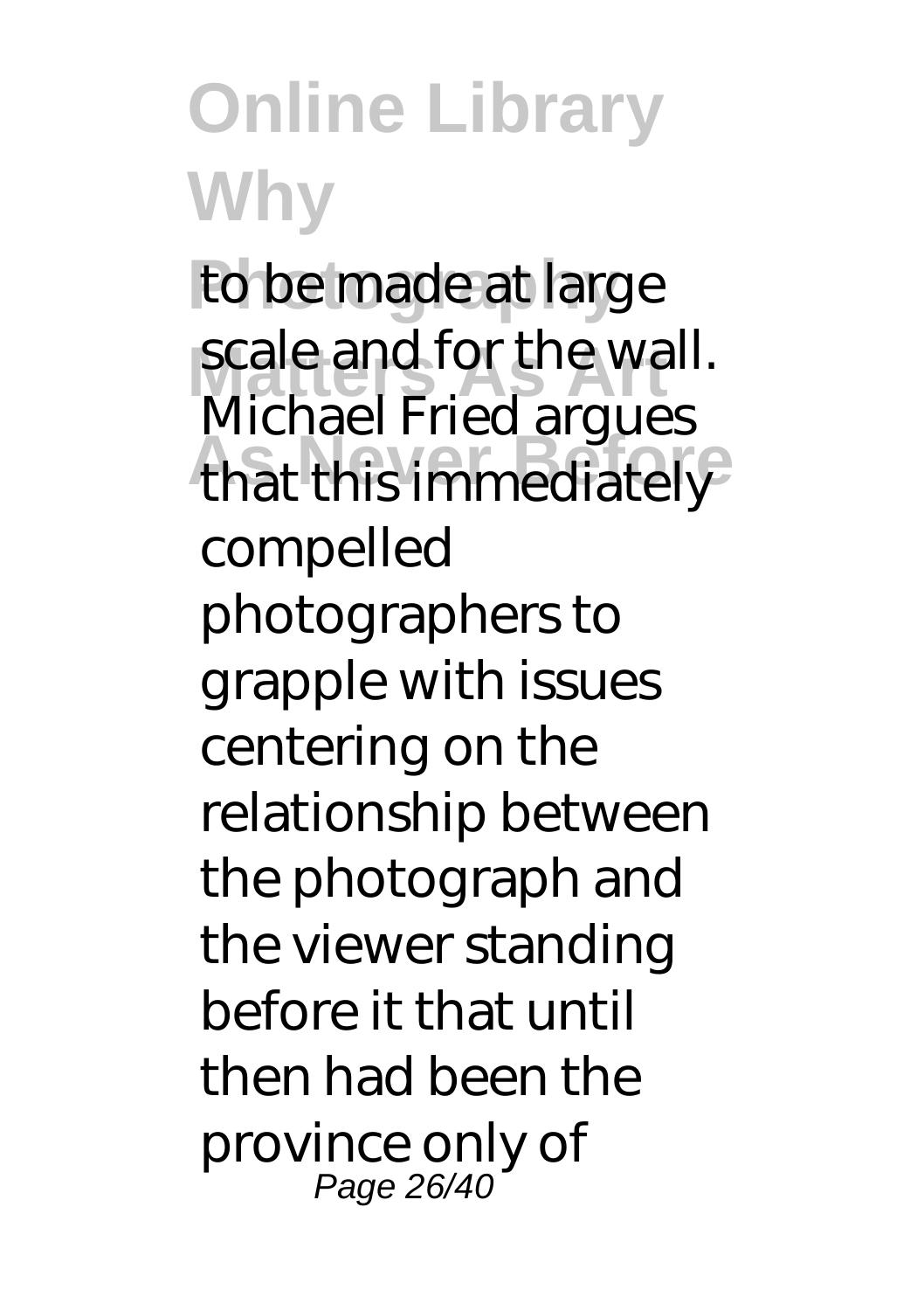to be made at large scale and for the wall. Michael Fried argues that this immediately compelled photographers to grapple with issues centering on the relationship between the photograph and the viewer standing before it that until then had been the province only of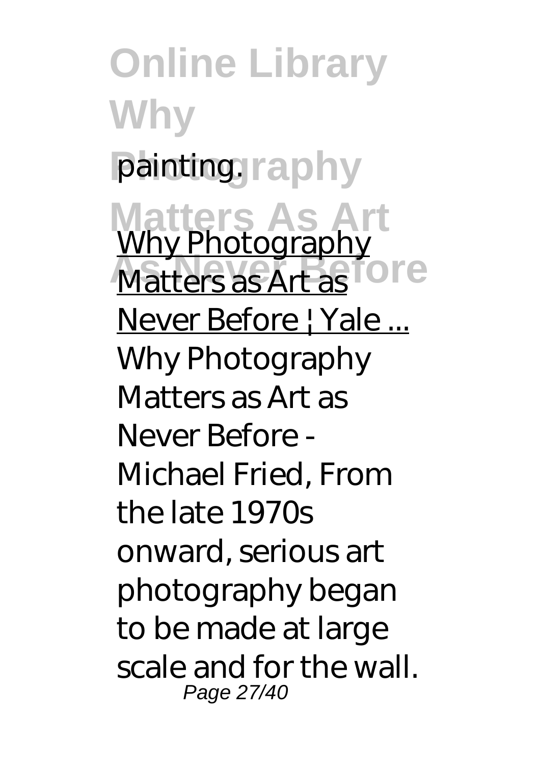painting.

Why Photography Matters as Art as Never Before | Yale ...

Why Photography Matters as Art as Never Before - Michael Fried, From the late 1970s onward, serious art photography began to be made at large scale and for the wall.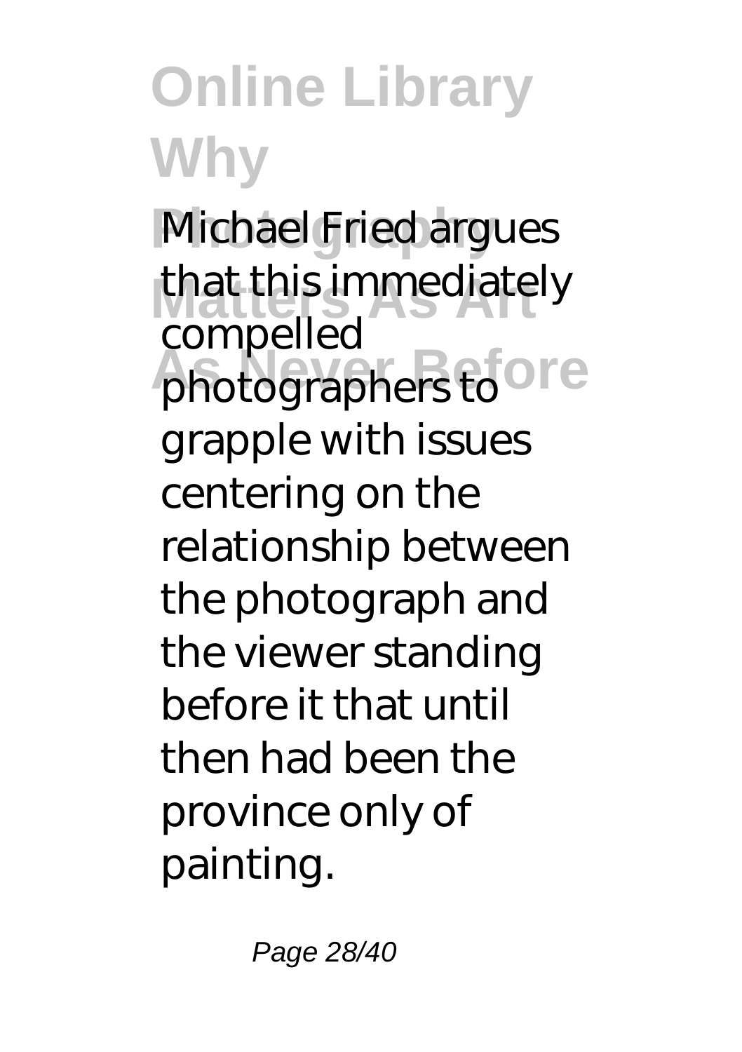Michael Fried argues that this immediately compelled photographers to grapple with issues centering on the relationship between the photograph and the viewer standing before it that until then had been the province only of painting.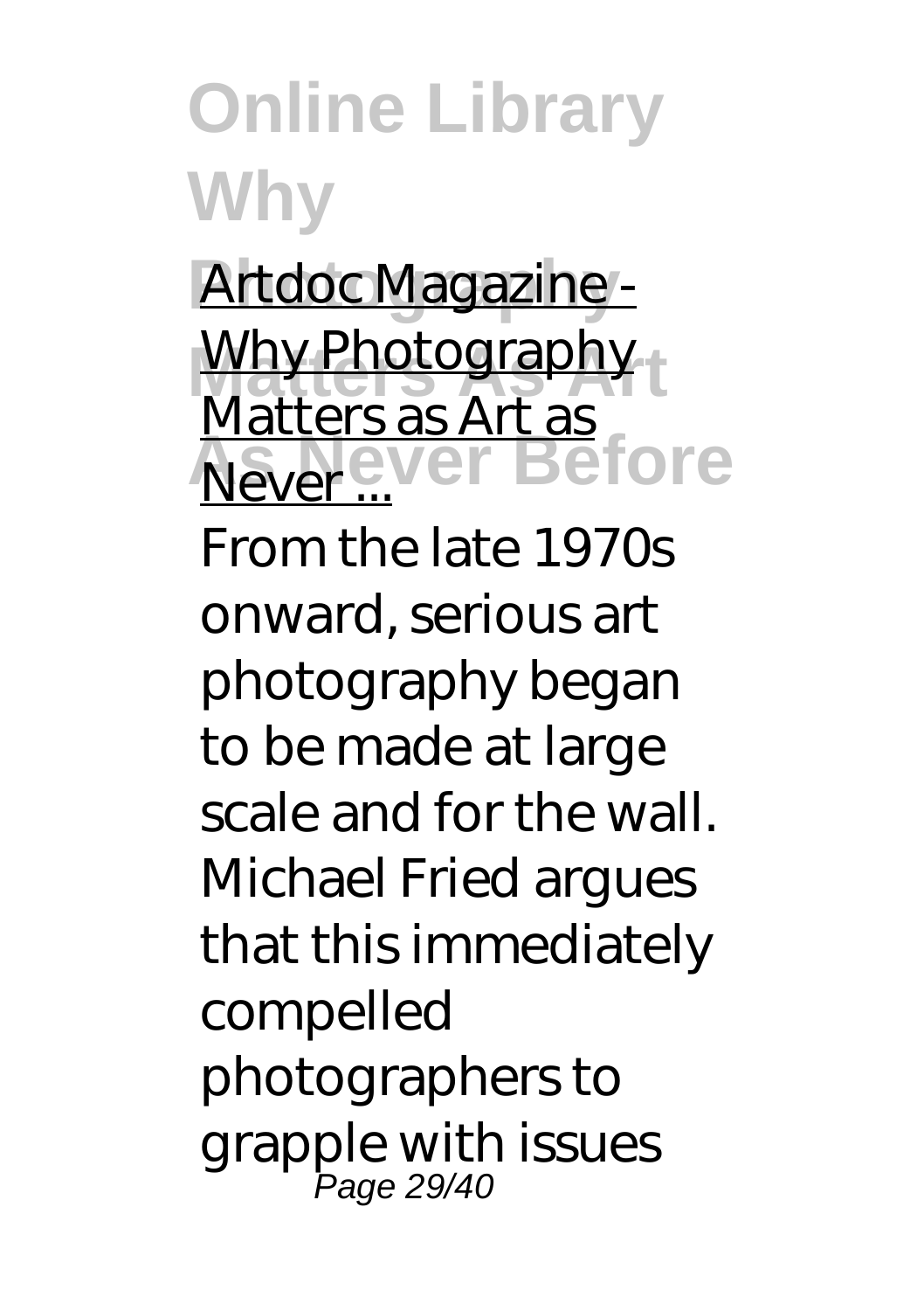Artdoc Magazine - Why Photography Matters as Art as Never ...

From the late 1970s onward, serious art photography began to be made at large scale and for the wall. Michael Fried argues that this immediately compelled photographers to grapple with issues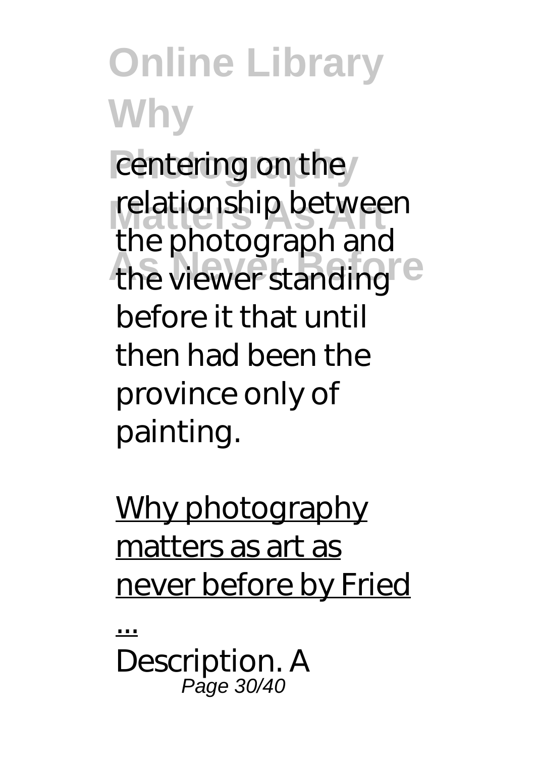centering on the relationship between the photograph and the viewer standing before it that until then had been the province only of painting.

Why photography matters as art as never before by Fried ...

Description. A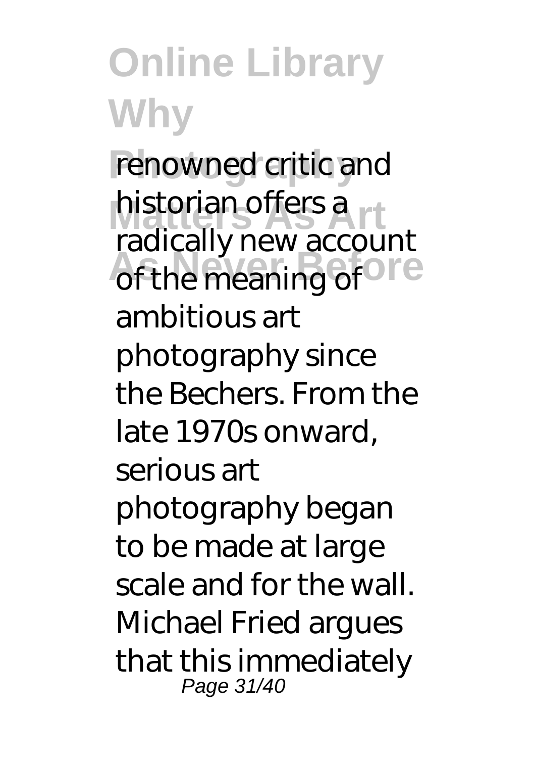renowned critic and historian offers a radically new account of the meaning of ambitious art photography since the Bechers. From the late 1970s onward, serious art photography began to be made at large scale and for the wall. Michael Fried argues that this immediately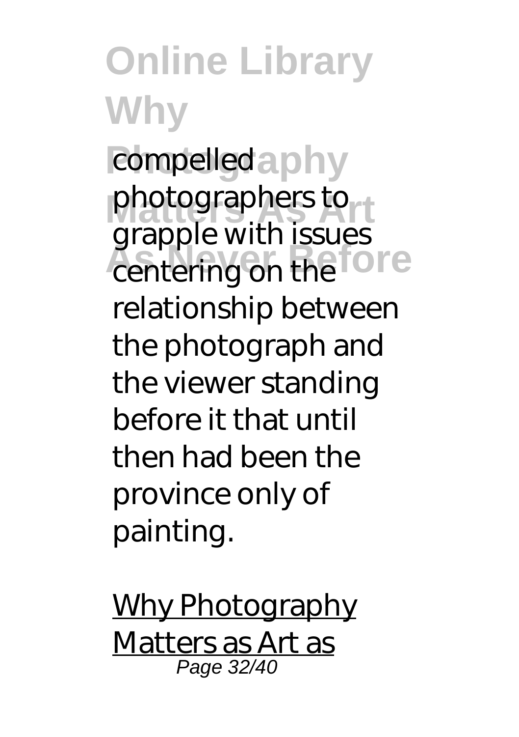compelled photographers to grapple with issues centering on the relationship between the photograph and the viewer standing before it that until then had been the province only of painting.

Why Photography Matters as Art as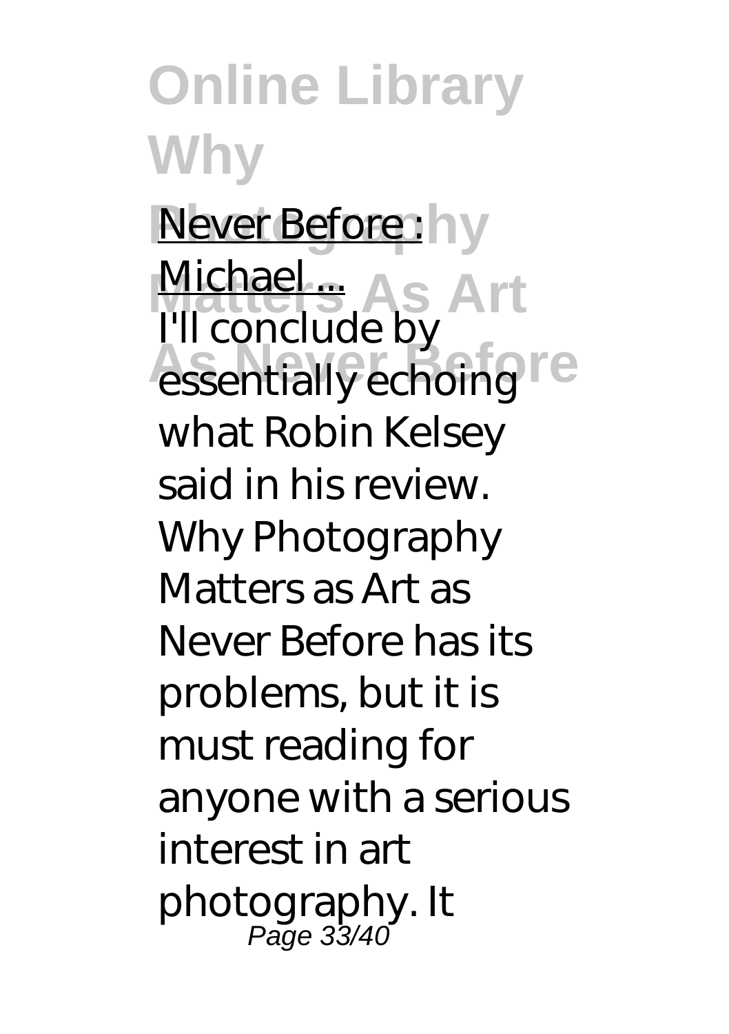Never Before : Michael ...

I'll conclude by essentially echoing what Robin Kelsey said in his review. Why Photography Matters as Art as Never Before has its problems, but it is must reading for anyone with a serious interest in art photography. It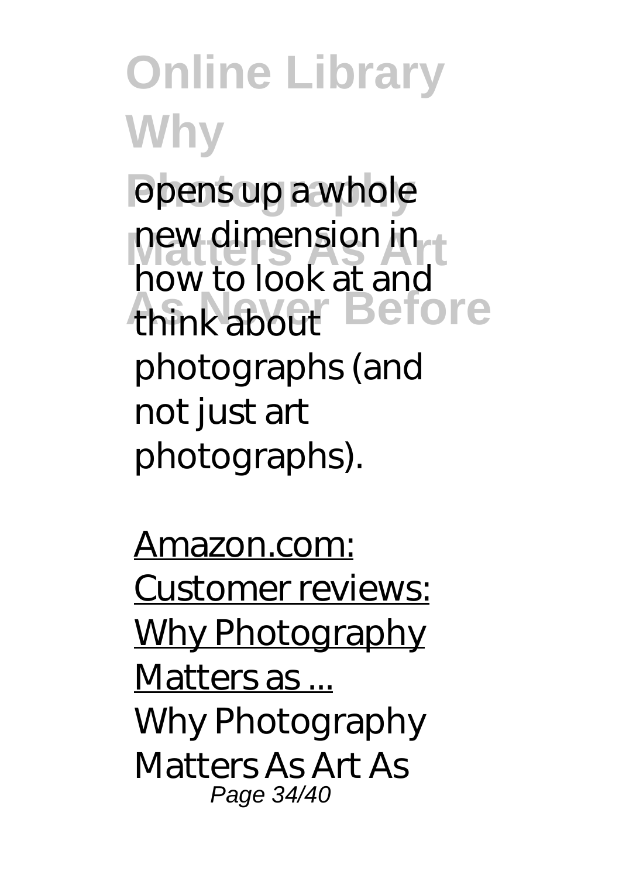opens up a whole new dimension in how to look at and think about photographs (and not just art photographs).

Amazon.com: Customer reviews: Why Photography Matters as ...

Why Photography Matters As Art As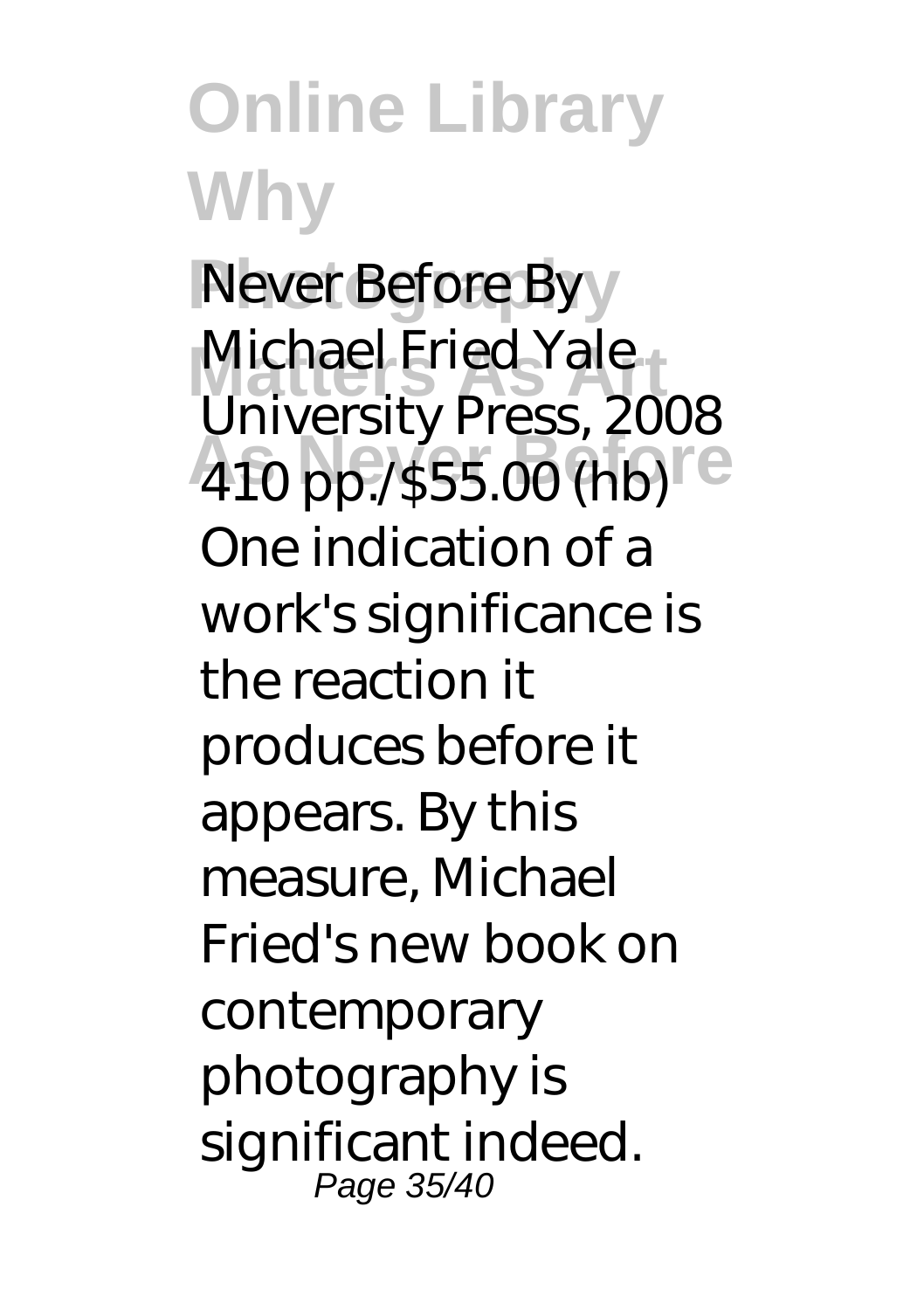Never Before By Michael Fried Yale University Press, 2008 410 pp./$55.00 (hb) One indication of a work's significance is the reaction it produces before it appears. By this measure, Michael Fried's new book on contemporary photography is significant indeed.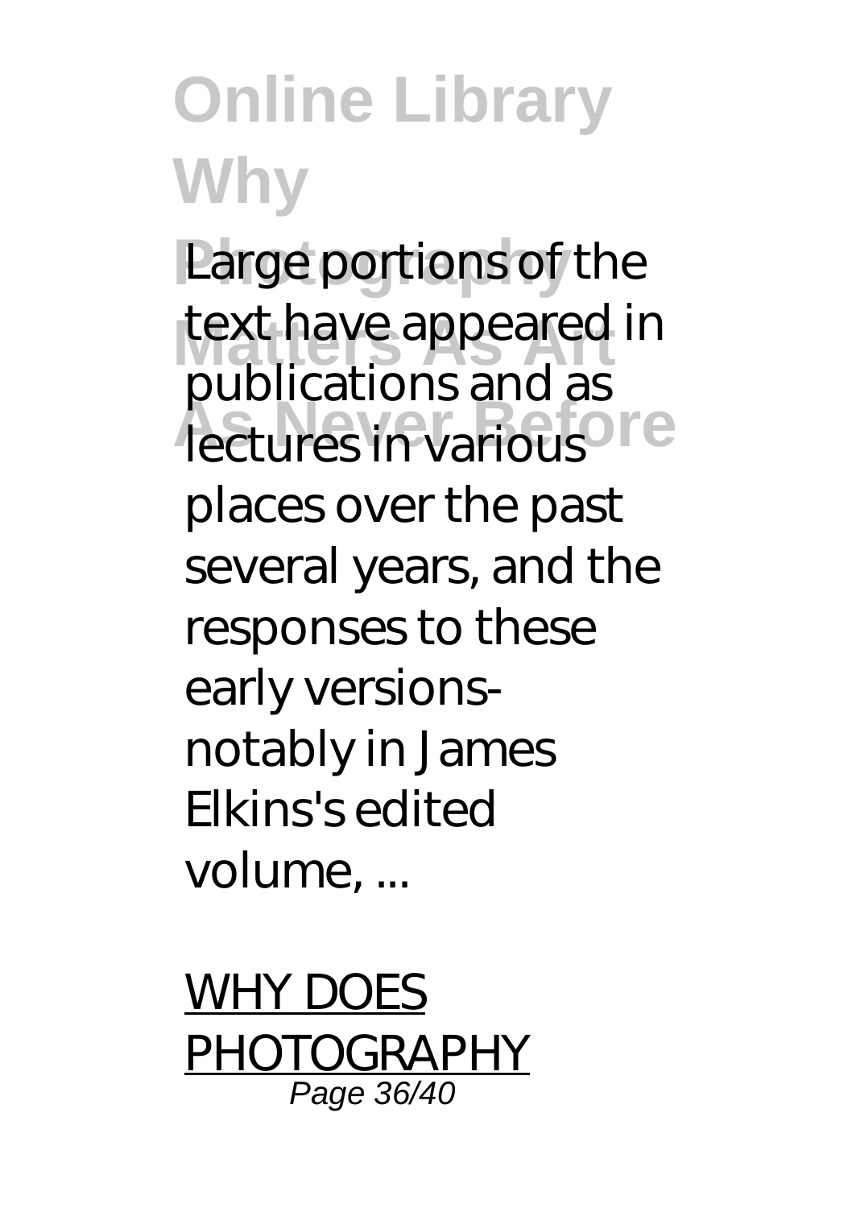Large portions of the text have appeared in publications and as lectures in various places over the past several years, and the responses to these early versions-notably in James Elkins's edited volume, ...

WHY DOES PHOTOGRAPHY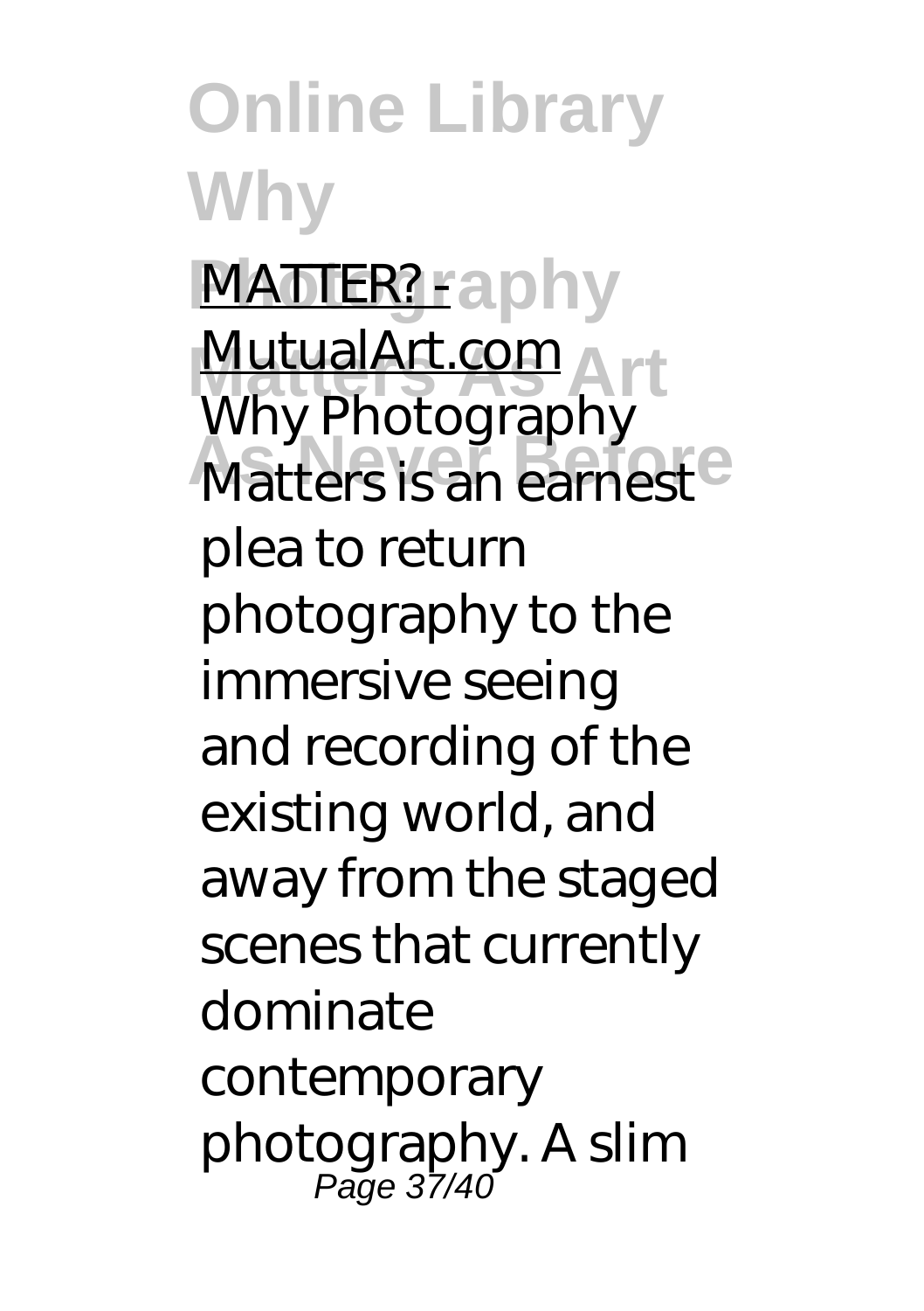MATTER? - MutualArt.com

Why Photography Matters is an earnest plea to return photography to the immersive seeing and recording of the existing world, and away from the staged scenes that currently dominate contemporary photography. A slim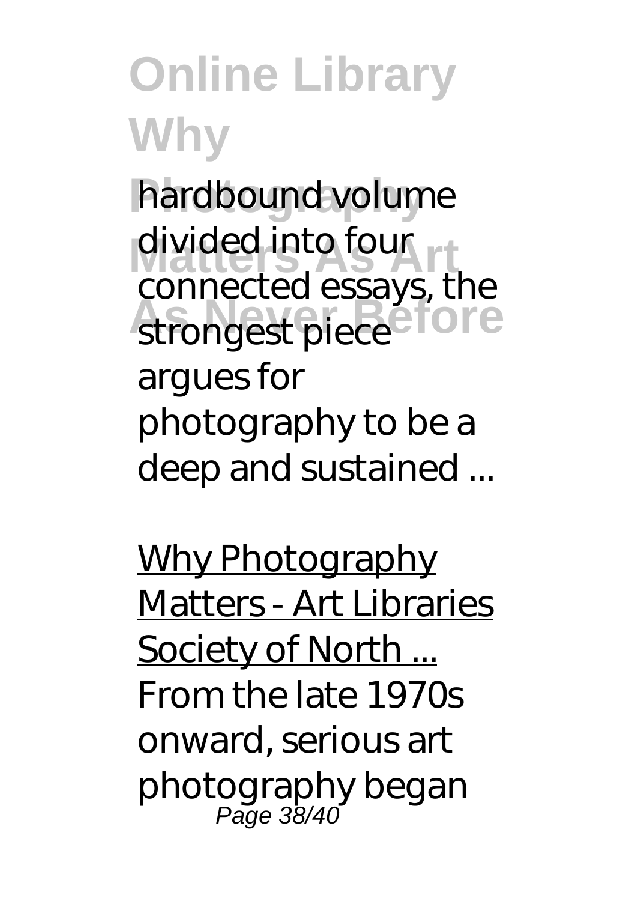hardbound volume divided into four connected essays, the strongest piece argues for photography to be a deep and sustained ...

Why Photography Matters - Art Libraries Society of North ...

From the late 1970s onward, serious art photography began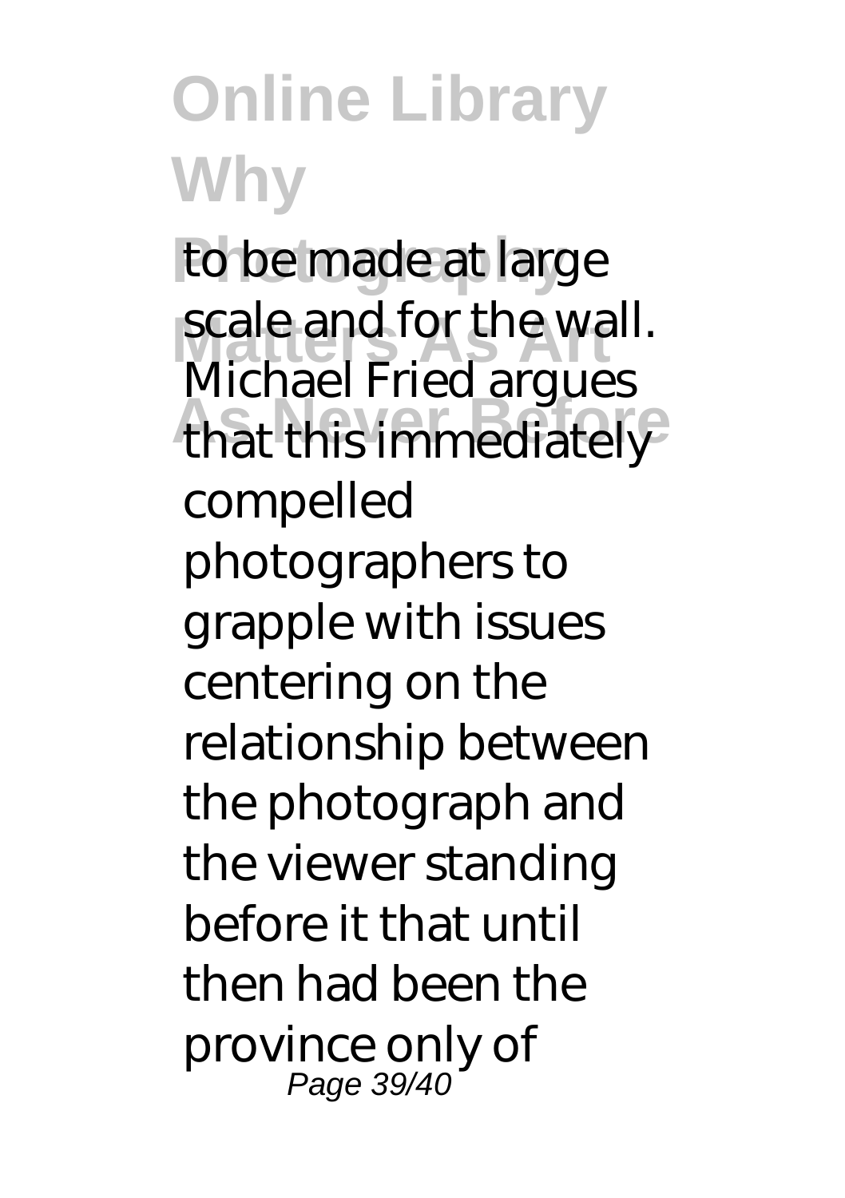to be made at large scale and for the wall. Michael Fried argues that this immediately compelled photographers to grapple with issues centering on the relationship between the photograph and the viewer standing before it that until then had been the province only of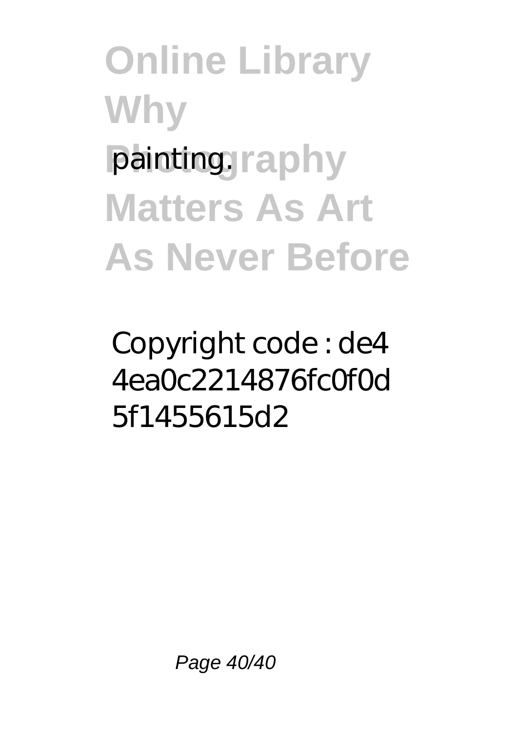painting.

Copyright code : de44ea0c2214876fc0f0d5f1455615d2